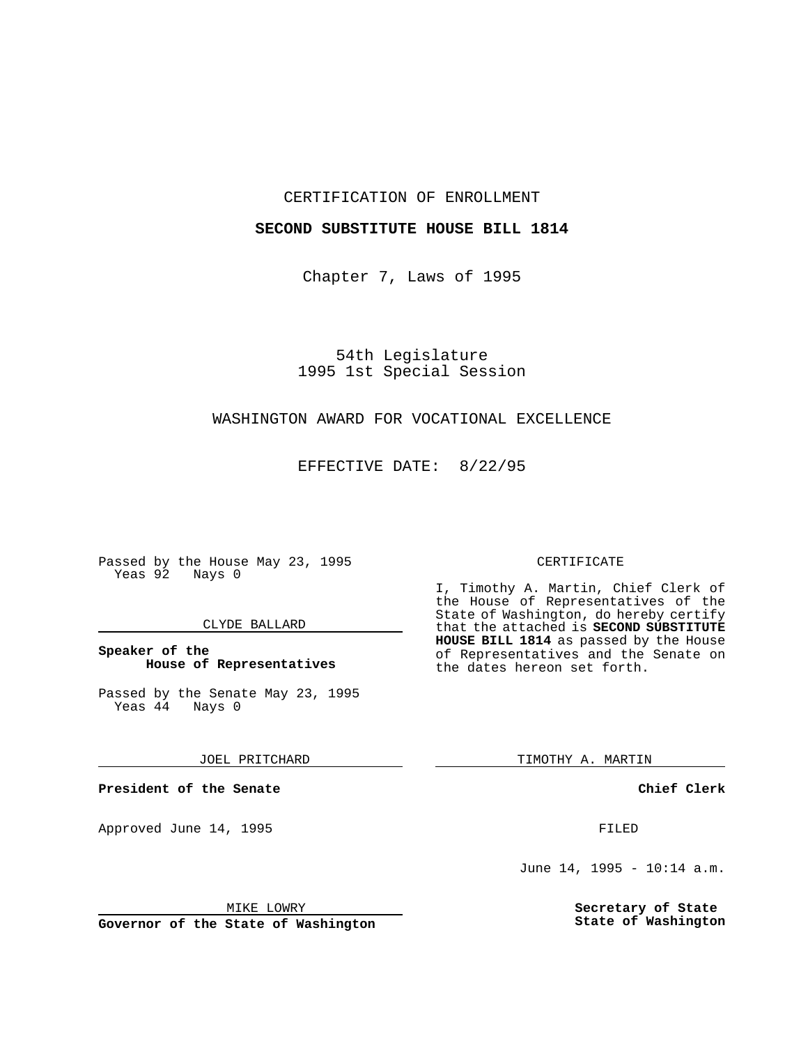CERTIFICATION OF ENROLLMENT

**SECOND SUBSTITUTE HOUSE BILL 1814**

Chapter 7, Laws of 1995

54th Legislature
1995 1st Special Session

WASHINGTON AWARD FOR VOCATIONAL EXCELLENCE

EFFECTIVE DATE: 8/22/95

Passed by the House May 23, 1995
Yeas 92 Nays 0

CLYDE BALLARD

**Speaker of the House of Representatives**

Passed by the Senate May 23, 1995
Yeas 44 Nays 0

JOEL PRITCHARD

**President of the Senate**

Approved June 14, 1995

MIKE LOWRY

**Governor of the State of Washington**

CERTIFICATE

I, Timothy A. Martin, Chief Clerk of the House of Representatives of the State of Washington, do hereby certify that the attached is **SECOND SUBSTITUTE HOUSE BILL 1814** as passed by the House of Representatives and the Senate on the dates hereon set forth.

TIMOTHY A. MARTIN

**Chief Clerk**

FILED

June 14, 1995 - 10:14 a.m.

**Secretary of State**
**State of Washington**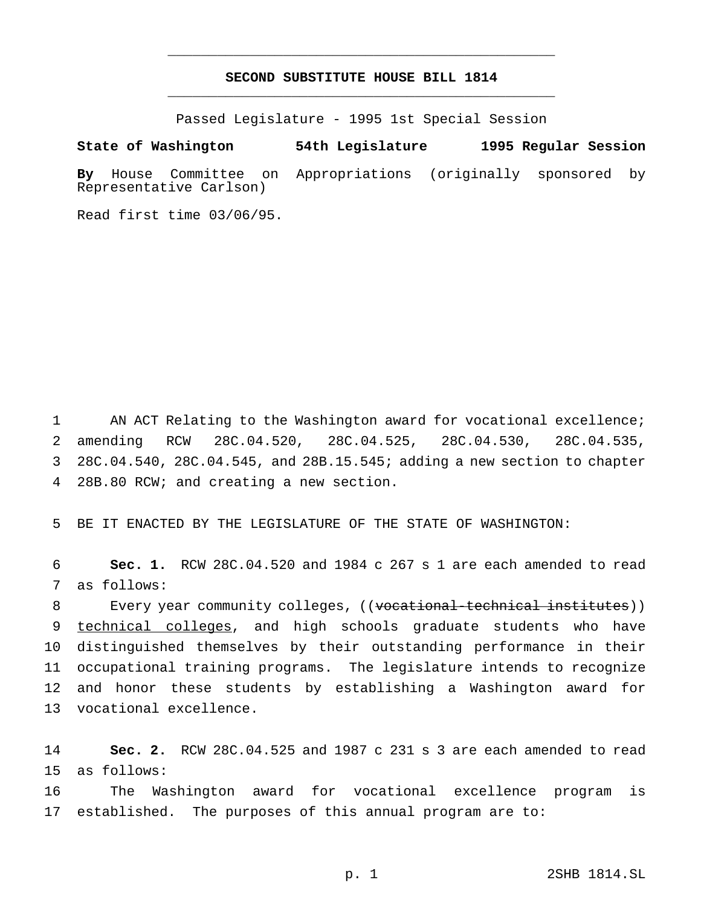# SECOND SUBSTITUTE HOUSE BILL 1814

Passed Legislature - 1995 1st Special Session

**State of Washington 54th Legislature 1995 Regular Session**

**By** House Committee on Appropriations (originally sponsored by Representative Carlson)

Read first time 03/06/95.

AN ACT Relating to the Washington award for vocational excellence; amending RCW 28C.04.520, 28C.04.525, 28C.04.530, 28C.04.535, 28C.04.540, 28C.04.545, and 28B.15.545; adding a new section to chapter 28B.80 RCW; and creating a new section.

BE IT ENACTED BY THE LEGISLATURE OF THE STATE OF WASHINGTON:

**Sec. 1.** RCW 28C.04.520 and 1984 c 267 s 1 are each amended to read as follows:

Every year community colleges, ((~~vocational-technical institutes~~)) <u>technical colleges</u>, and high schools graduate students who have distinguished themselves by their outstanding performance in their occupational training programs. The legislature intends to recognize and honor these students by establishing a Washington award for vocational excellence.

**Sec. 2.** RCW 28C.04.525 and 1987 c 231 s 3 are each amended to read as follows:

The Washington award for vocational excellence program is established. The purposes of this annual program are to: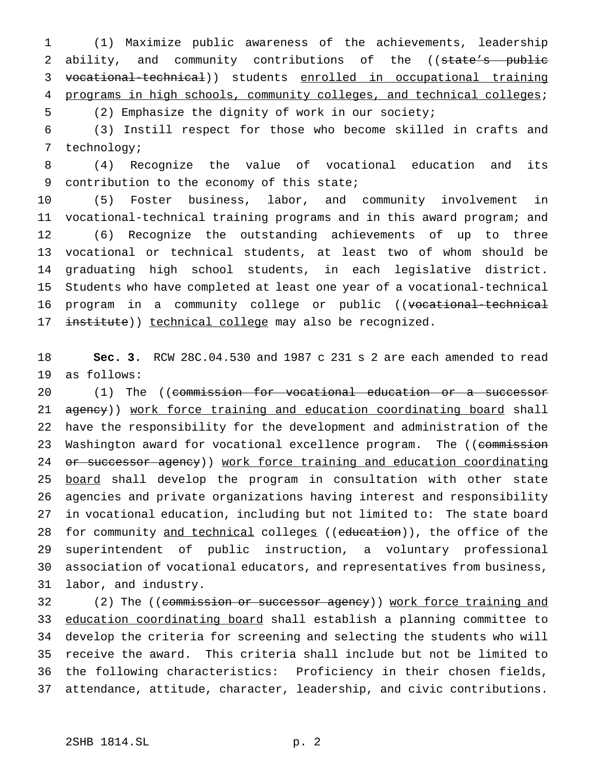(1) Maximize public awareness of the achievements, leadership ability, and community contributions of the ((~~state's public vocational-technical~~)) students <u>enrolled in occupational training programs in high schools, community colleges, and technical colleges</u>;

(2) Emphasize the dignity of work in our society;

(3) Instill respect for those who become skilled in crafts and technology;

(4) Recognize the value of vocational education and its contribution to the economy of this state;

(5) Foster business, labor, and community involvement in vocational-technical training programs and in this award program; and

(6) Recognize the outstanding achievements of up to three vocational or technical students, at least two of whom should be graduating high school students, in each legislative district. Students who have completed at least one year of a vocational-technical program in a community college or public ((~~vocational-technical institute~~)) <u>technical college</u> may also be recognized.

**Sec. 3.** RCW 28C.04.530 and 1987 c 231 s 2 are each amended to read as follows:

(1) The ((~~commission for vocational education or a successor agency~~)) <u>work force training and education coordinating board</u> shall have the responsibility for the development and administration of the Washington award for vocational excellence program. The ((~~commission or successor agency~~)) <u>work force training and education coordinating board</u> shall develop the program in consultation with other state agencies and private organizations having interest and responsibility in vocational education, including but not limited to: The state board for community <u>and technical</u> college<u>s</u> ((~~education~~)), the office of the superintendent of public instruction, a voluntary professional association of vocational educators, and representatives from business, labor, and industry.

(2) The ((~~commission or successor agency~~)) <u>work force training and education coordinating board</u> shall establish a planning committee to develop the criteria for screening and selecting the students who will receive the award. This criteria shall include but not be limited to the following characteristics: Proficiency in their chosen fields, attendance, attitude, character, leadership, and civic contributions.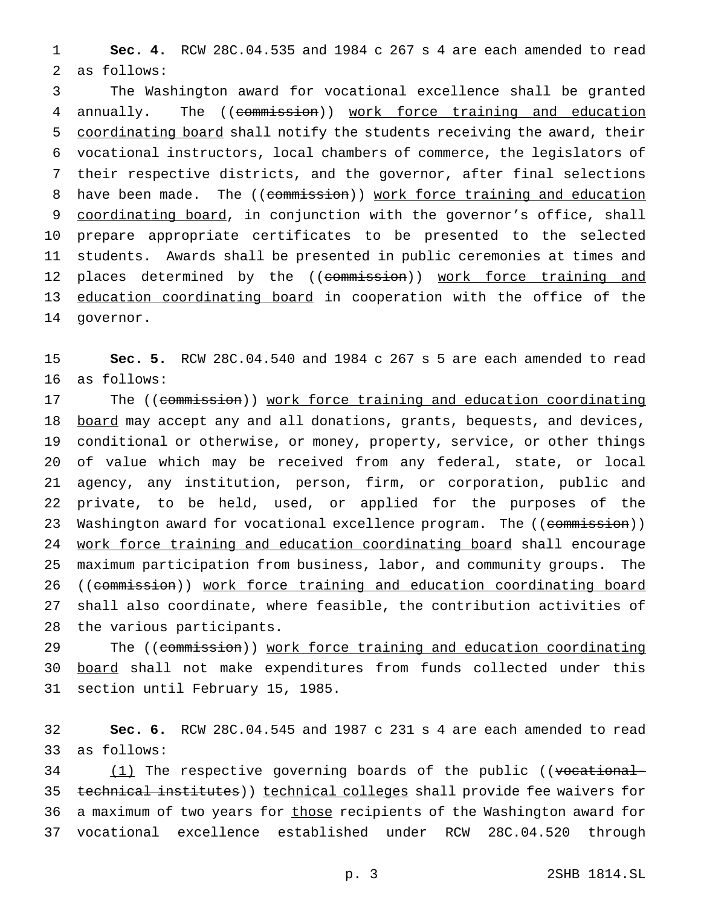**Sec. 4.** RCW 28C.04.535 and 1984 c 267 s 4 are each amended to read as follows:

The Washington award for vocational excellence shall be granted annually. The ((~~commission~~)) <u>work force training and education coordinating board</u> shall notify the students receiving the award, their vocational instructors, local chambers of commerce, the legislators of their respective districts, and the governor, after final selections have been made. The ((~~commission~~)) <u>work force training and education coordinating board</u>, in conjunction with the governor's office, shall prepare appropriate certificates to be presented to the selected students. Awards shall be presented in public ceremonies at times and places determined by the ((~~commission~~)) <u>work force training and education coordinating board</u> in cooperation with the office of the governor.

**Sec. 5.** RCW 28C.04.540 and 1984 c 267 s 5 are each amended to read as follows:

The ((~~commission~~)) <u>work force training and education coordinating board</u> may accept any and all donations, grants, bequests, and devices, conditional or otherwise, or money, property, service, or other things of value which may be received from any federal, state, or local agency, any institution, person, firm, or corporation, public and private, to be held, used, or applied for the purposes of the Washington award for vocational excellence program. The ((~~commission~~)) <u>work force training and education coordinating board</u> shall encourage maximum participation from business, labor, and community groups. The ((~~commission~~)) <u>work force training and education coordinating board</u> shall also coordinate, where feasible, the contribution activities of the various participants.

The ((~~commission~~)) <u>work force training and education coordinating board</u> shall not make expenditures from funds collected under this section until February 15, 1985.

**Sec. 6.** RCW 28C.04.545 and 1987 c 231 s 4 are each amended to read as follows:

<u>(1)</u> The respective governing boards of the public ((~~vocational-technical institutes~~)) <u>technical colleges</u> shall provide fee waivers for a maximum of two years for <u>those</u> recipients of the Washington award for vocational excellence established under RCW 28C.04.520 through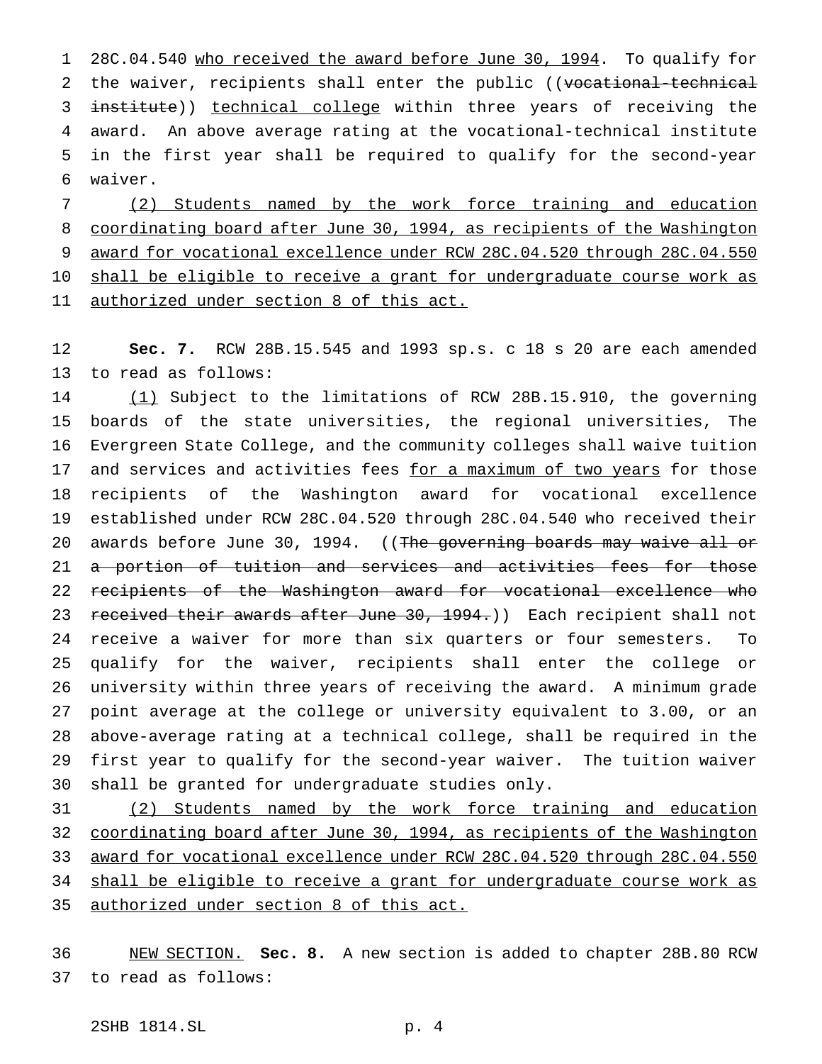28C.04.540 who received the award before June 30, 1994. To qualify for the waiver, recipients shall enter the public ((~~vocational-technical institute~~)) technical college within three years of receiving the award. An above average rating at the vocational-technical institute in the first year shall be required to qualify for the second-year waiver.

(2) Students named by the work force training and education coordinating board after June 30, 1994, as recipients of the Washington award for vocational excellence under RCW 28C.04.520 through 28C.04.550 shall be eligible to receive a grant for undergraduate course work as authorized under section 8 of this act.

**Sec. 7.** RCW 28B.15.545 and 1993 sp.s. c 18 s 20 are each amended to read as follows:

(1) Subject to the limitations of RCW 28B.15.910, the governing boards of the state universities, the regional universities, The Evergreen State College, and the community colleges shall waive tuition and services and activities fees for a maximum of two years for those recipients of the Washington award for vocational excellence established under RCW 28C.04.520 through 28C.04.540 who received their awards before June 30, 1994. ((~~The governing boards may waive all or a portion of tuition and services and activities fees for those recipients of the Washington award for vocational excellence who received their awards after June 30, 1994.~~)) Each recipient shall not receive a waiver for more than six quarters or four semesters. To qualify for the waiver, recipients shall enter the college or university within three years of receiving the award. A minimum grade point average at the college or university equivalent to 3.00, or an above-average rating at a technical college, shall be required in the first year to qualify for the second-year waiver. The tuition waiver shall be granted for undergraduate studies only.

(2) Students named by the work force training and education coordinating board after June 30, 1994, as recipients of the Washington award for vocational excellence under RCW 28C.04.520 through 28C.04.550 shall be eligible to receive a grant for undergraduate course work as authorized under section 8 of this act.

NEW SECTION. **Sec. 8.** A new section is added to chapter 28B.80 RCW to read as follows: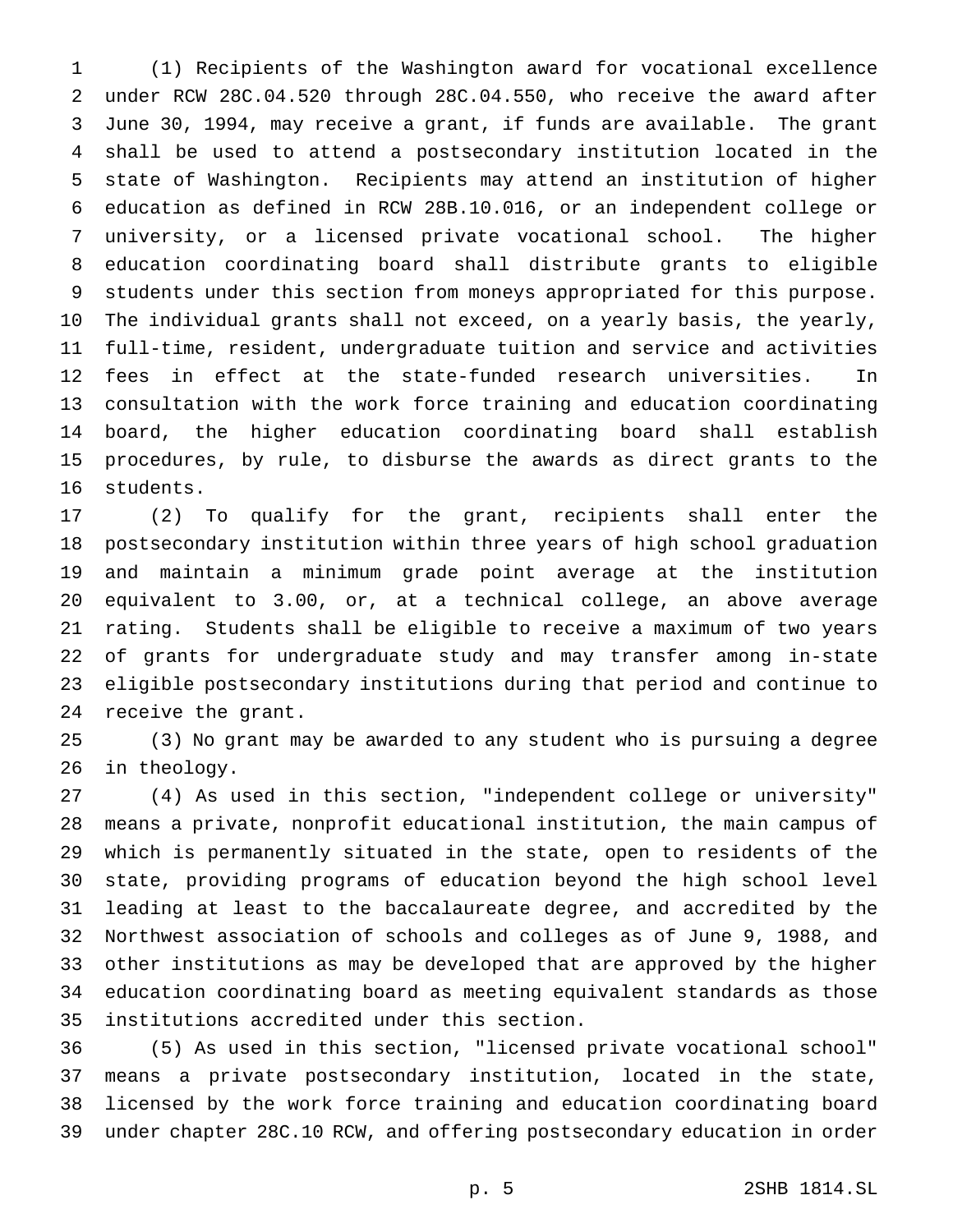(1) Recipients of the Washington award for vocational excellence under RCW 28C.04.520 through 28C.04.550, who receive the award after June 30, 1994, may receive a grant, if funds are available. The grant shall be used to attend a postsecondary institution located in the state of Washington. Recipients may attend an institution of higher education as defined in RCW 28B.10.016, or an independent college or university, or a licensed private vocational school. The higher education coordinating board shall distribute grants to eligible students under this section from moneys appropriated for this purpose. The individual grants shall not exceed, on a yearly basis, the yearly, full-time, resident, undergraduate tuition and service and activities fees in effect at the state-funded research universities. In consultation with the work force training and education coordinating board, the higher education coordinating board shall establish procedures, by rule, to disburse the awards as direct grants to the students.

(2) To qualify for the grant, recipients shall enter the postsecondary institution within three years of high school graduation and maintain a minimum grade point average at the institution equivalent to 3.00, or, at a technical college, an above average rating. Students shall be eligible to receive a maximum of two years of grants for undergraduate study and may transfer among in-state eligible postsecondary institutions during that period and continue to receive the grant.

(3) No grant may be awarded to any student who is pursuing a degree in theology.

(4) As used in this section, "independent college or university" means a private, nonprofit educational institution, the main campus of which is permanently situated in the state, open to residents of the state, providing programs of education beyond the high school level leading at least to the baccalaureate degree, and accredited by the Northwest association of schools and colleges as of June 9, 1988, and other institutions as may be developed that are approved by the higher education coordinating board as meeting equivalent standards as those institutions accredited under this section.

(5) As used in this section, "licensed private vocational school" means a private postsecondary institution, located in the state, licensed by the work force training and education coordinating board under chapter 28C.10 RCW, and offering postsecondary education in order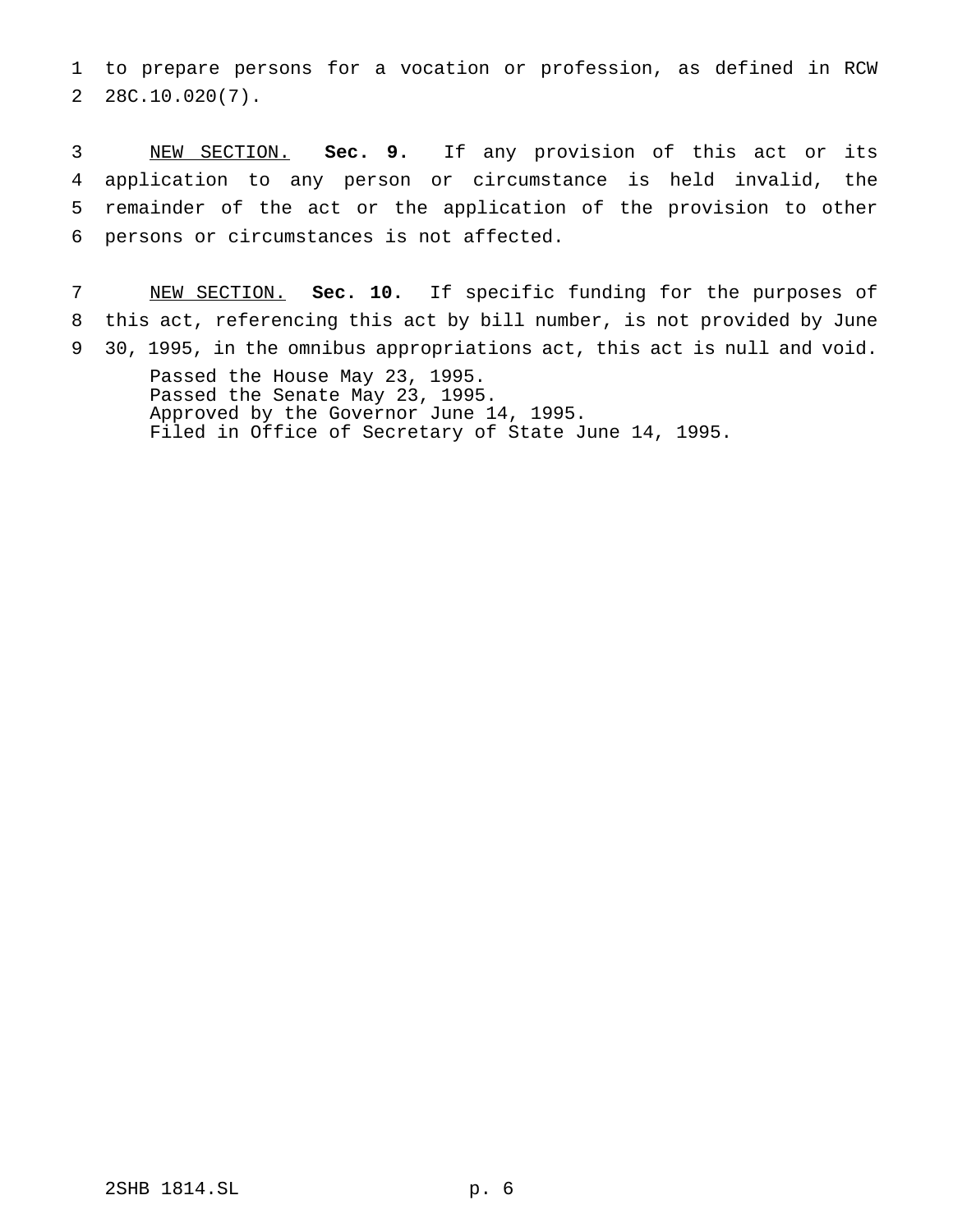to prepare persons for a vocation or profession, as defined in RCW 28C.10.020(7).

NEW SECTION. **Sec. 9.** If any provision of this act or its application to any person or circumstance is held invalid, the remainder of the act or the application of the provision to other persons or circumstances is not affected.

NEW SECTION. **Sec. 10.** If specific funding for the purposes of this act, referencing this act by bill number, is not provided by June 30, 1995, in the omnibus appropriations act, this act is null and void.

Passed the House May 23, 1995.
Passed the Senate May 23, 1995.
Approved by the Governor June 14, 1995.
Filed in Office of Secretary of State June 14, 1995.